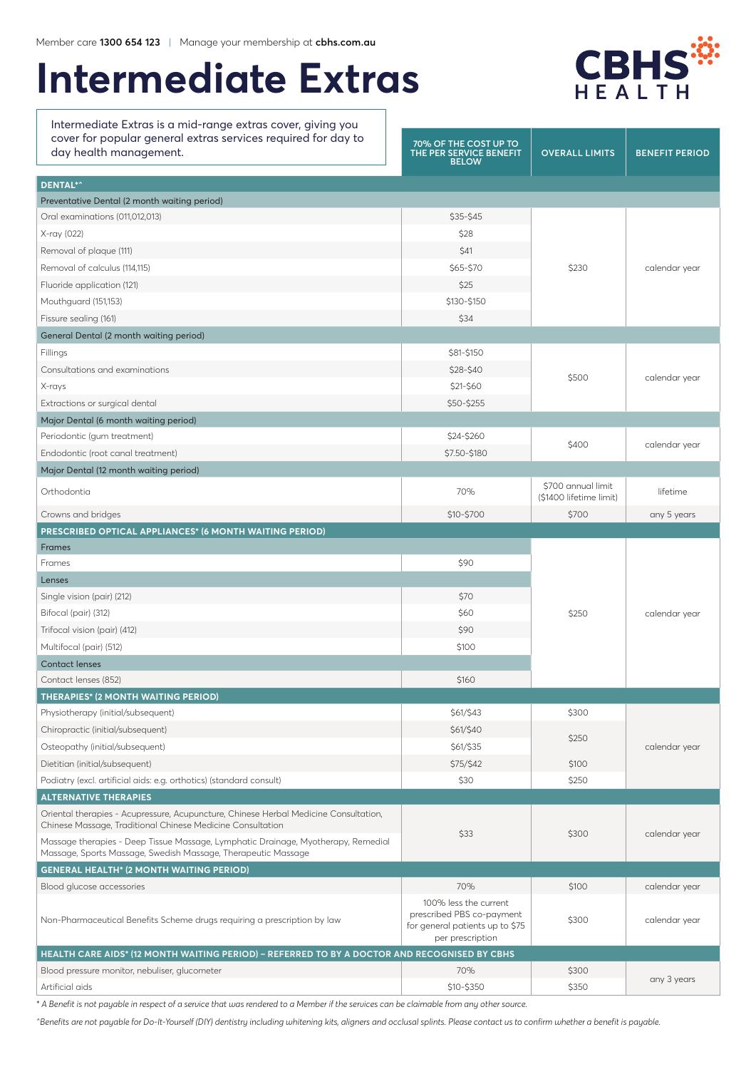Member care **1300 654 123** | Manage your membership at **cbhs.com.au**

# Intermediate Extras

CBHS HEALTH

Intermediate Extras is a mid-range extras cover, giving you cover for popular general extras services required for day to day health management.

| | 70% OF THE COST UP TO THE PER SERVICE BENEFIT BELOW | OVERALL LIMITS | BENEFIT PERIOD |
|---|---|---|---|
| **DENTAL*^** | | | |
| Preventative Dental (2 month waiting period) | | | |
| Oral examinations (011,012,013) | $35-$45 | $230 | calendar year |
| X-ray (022) | $28 | | |
| Removal of plaque (111) | $41 | | |
| Removal of calculus (114,115) | $65-$70 | | |
| Fluoride application (121) | $25 | | |
| Mouthguard (151,153) | $130-$150 | | |
| Fissure sealing (161) | $34 | | |
| General Dental (2 month waiting period) | | | |
| Fillings | $81-$150 | $500 | calendar year |
| Consultations and examinations | $28-$40 | | |
| X-rays | $21-$60 | | |
| Extractions or surgical dental | $50-$255 | | |
| Major Dental (6 month waiting period) | | | |
| Periodontic (gum treatment) | $24-$260 | $400 | calendar year |
| Endodontic (root canal treatment) | $7.50-$180 | | |
| Major Dental (12 month waiting period) | | | |
| Orthodontia | 70% | $700 annual limit ($1400 lifetime limit) | lifetime |
| Crowns and bridges | $10-$700 | $700 | any 5 years |
| **PRESCRIBED OPTICAL APPLIANCES* (6 MONTH WAITING PERIOD)** | | | |
| Frames | | $250 | calendar year |
| Frames | $90 | | |
| Lenses | | | |
| Single vision (pair) (212) | $70 | | |
| Bifocal (pair) (312) | $60 | | |
| Trifocal vision (pair) (412) | $90 | | |
| Multifocal (pair) (512) | $100 | | |
| Contact lenses | | | |
| Contact lenses (852) | $160 | | |
| **THERAPIES* (2 MONTH WAITING PERIOD)** | | | |
| Physiotherapy (initial/subsequent) | $61/$43 | $300 | calendar year |
| Chiropractic (initial/subsequent) | $61/$40 | $250 | |
| Osteopathy (initial/subsequent) | $61/$35 | | |
| Dietitian (initial/subsequent) | $75/$42 | $100 | |
| Podiatry (excl. artificial aids: e.g. orthotics) (standard consult) | $30 | $250 | |
| **ALTERNATIVE THERAPIES** | | | |
| Oriental therapies - Acupressure, Acupuncture, Chinese Herbal Medicine Consultation, Chinese Massage, Traditional Chinese Medicine Consultation | $33 | $300 | calendar year |
| Massage therapies - Deep Tissue Massage, Lymphatic Drainage, Myotherapy, Remedial Massage, Sports Massage, Swedish Massage, Therapeutic Massage | | | |
| **GENERAL HEALTH* (2 MONTH WAITING PERIOD)** | | | |
| Blood glucose accessories | 70% | $100 | calendar year |
| Non-Pharmaceutical Benefits Scheme drugs requiring a prescription by law | 100% less the current prescribed PBS co-payment for general patients up to $75 per prescription | $300 | calendar year |
| **HEALTH CARE AIDS* (12 MONTH WAITING PERIOD) – REFERRED TO BY A DOCTOR AND RECOGNISED BY CBHS** | | | |
| Blood pressure monitor, nebuliser, glucometer | 70% | $300 | any 3 years |
| Artificial aids | $10-$350 | $350 | |

*\* A Benefit is not payable in respect of a service that was rendered to a Member if the services can be claimable from any other source.*

*^Benefits are not payable for Do-It-Yourself (DIY) dentistry including whitening kits, aligners and occlusal splints. Please contact us to confirm whether a benefit is payable.*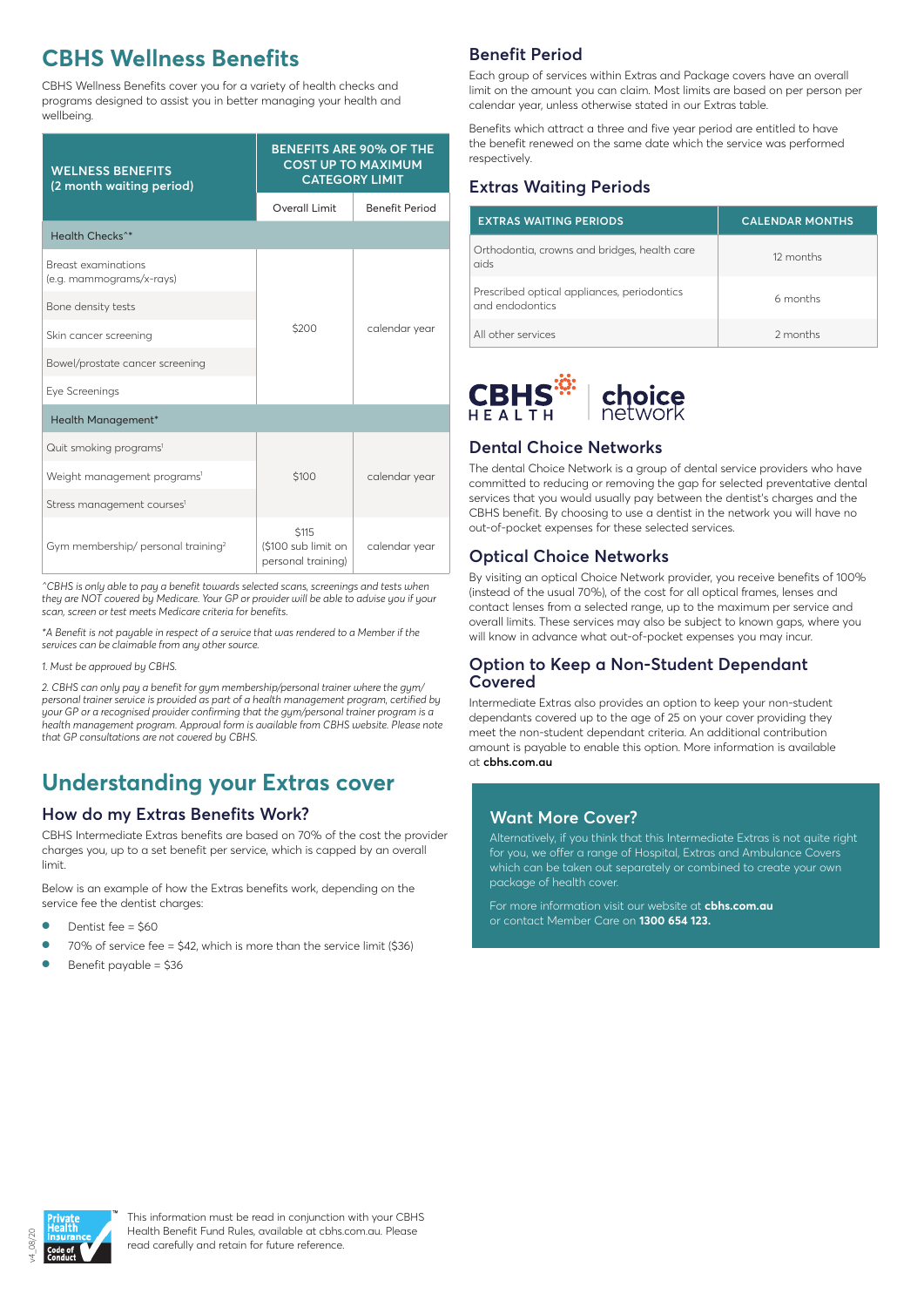## CBHS Wellness Benefits

CBHS Wellness Benefits cover you for a variety of health checks and programs designed to assist you in better managing your health and wellbeing.

| WELNESS BENEFITS (2 month waiting period) | BENEFITS ARE 90% OF THE COST UP TO MAXIMUM CATEGORY LIMIT | |
|---|---|---|
| | Overall Limit | Benefit Period |
| **Health Checks^*** | | |
| Breast examinations (e.g. mammograms/x-rays) | $200 | calendar year |
| Bone density tests | | |
| Skin cancer screening | | |
| Bowel/prostate cancer screening | | |
| Eye Screenings | | |
| **Health Management*** | | |
| Quit smoking programs[1] | $100 | calendar year |
| Weight management programs[1] | | |
| Stress management courses[1] | | |
| Gym membership/ personal training[2] | $115 ($100 sub limit on personal training) | calendar year |

*^CBHS is only able to pay a benefit towards selected scans, screenings and tests when they are NOT covered by Medicare. Your GP or provider will be able to advise you if your scan, screen or test meets Medicare criteria for benefits.*

**A Benefit is not payable in respect of a service that was rendered to a Member if the services can be claimable from any other source.*

*1. Must be approved by CBHS.*

*2. CBHS can only pay a benefit for gym membership/personal trainer where the gym/personal trainer service is provided as part of a health management program, certified by your GP or a recognised provider confirming that the gym/personal trainer program is a health management program. Approval form is available from CBHS website. Please note that GP consultations are not covered by CBHS.*

## Understanding your Extras cover

### How do my Extras Benefits Work?

CBHS Intermediate Extras benefits are based on 70% of the cost the provider charges you, up to a set benefit per service, which is capped by an overall limit.

Below is an example of how the Extras benefits work, depending on the service fee the dentist charges:

- Dentist fee = $60
- 70% of service fee = $42, which is more than the service limit ($36)
- Benefit payable = $36

### Benefit Period

Each group of services within Extras and Package covers have an overall limit on the amount you can claim. Most limits are based on per person per calendar year, unless otherwise stated in our Extras table.

Benefits which attract a three and five year period are entitled to have the benefit renewed on the same date which the service was performed respectively.

### Extras Waiting Periods

| EXTRAS WAITING PERIODS | CALENDAR MONTHS |
|---|---|
| Orthodontia, crowns and bridges, health care aids | 12 months |
| Prescribed optical appliances, periodontics and endodontics | 6 months |
| All other services | 2 months |

CBHS HEALTH | choice network

### Dental Choice Networks

The dental Choice Network is a group of dental service providers who have committed to reducing or removing the gap for selected preventative dental services that you would usually pay between the dentist's charges and the CBHS benefit. By choosing to use a dentist in the network you will have no out-of-pocket expenses for these selected services.

### Optical Choice Networks

By visiting an optical Choice Network provider, you receive benefits of 100% (instead of the usual 70%), of the cost for all optical frames, lenses and contact lenses from a selected range, up to the maximum per service and overall limits. These services may also be subject to known gaps, where you will know in advance what out-of-pocket expenses you may incur.

### Option to Keep a Non-Student Dependant Covered

Intermediate Extras also provides an option to keep your non-student dependants covered up to the age of 25 on your cover providing they meet the non-student dependant criteria. An additional contribution amount is payable to enable this option. More information is available at **cbhs.com.au**

### Want More Cover?

Alternatively, if you think that this Intermediate Extras is not quite right for you, we offer a range of Hospital, Extras and Ambulance Covers which can be taken out separately or combined to create your own package of health cover.

For more information visit our website at **cbhs.com.au** or contact Member Care on **1300 654 123.**

Private Health Insurance Code of Conduct

This information must be read in conjunction with your CBHS Health Benefit Fund Rules, available at cbhs.com.au. Please read carefully and retain for future reference.

v4_08/20